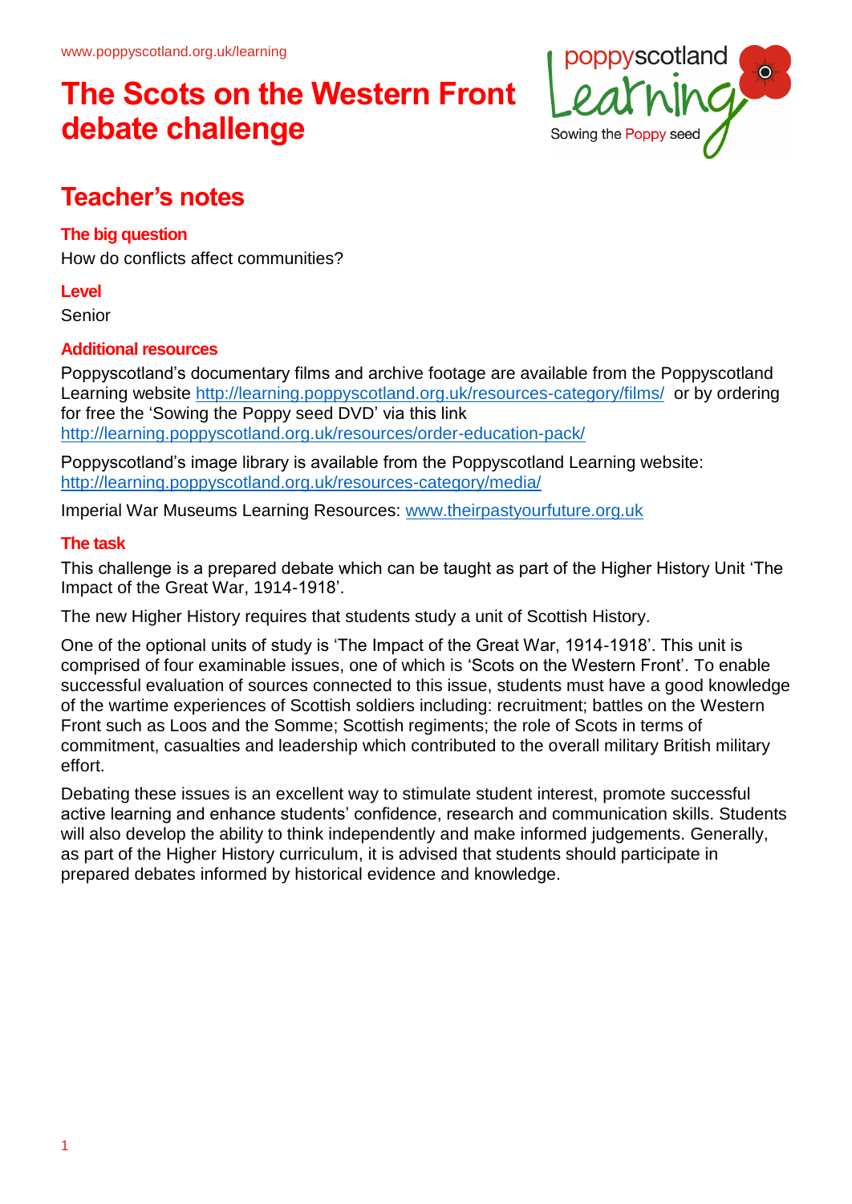www.poppyscotland.org.uk/learning

# The Scots on the Western Front debate challenge

## Teacher's notes

### The big question

How do conflicts affect communities?

### Level

Senior

### Additional resources

Poppyscotland's documentary films and archive footage are available from the Poppyscotland Learning website http://learning.poppyscotland.org.uk/resources-category/films/ or by ordering for free the 'Sowing the Poppy seed DVD' via this link http://learning.poppyscotland.org.uk/resources/order-education-pack/

Poppyscotland's image library is available from the Poppyscotland Learning website: http://learning.poppyscotland.org.uk/resources-category/media/

Imperial War Museums Learning Resources: www.theirpastyourfuture.org.uk

### The task

This challenge is a prepared debate which can be taught as part of the Higher History Unit 'The Impact of the Great War, 1914-1918'.

The new Higher History requires that students study a unit of Scottish History.

One of the optional units of study is 'The Impact of the Great War, 1914-1918'. This unit is comprised of four examinable issues, one of which is 'Scots on the Western Front'. To enable successful evaluation of sources connected to this issue, students must have a good knowledge of the wartime experiences of Scottish soldiers including: recruitment; battles on the Western Front such as Loos and the Somme; Scottish regiments; the role of Scots in terms of commitment, casualties and leadership which contributed to the overall military British military effort.

Debating these issues is an excellent way to stimulate student interest, promote successful active learning and enhance students' confidence, research and communication skills. Students will also develop the ability to think independently and make informed judgements. Generally, as part of the Higher History curriculum, it is advised that students should participate in prepared debates informed by historical evidence and knowledge.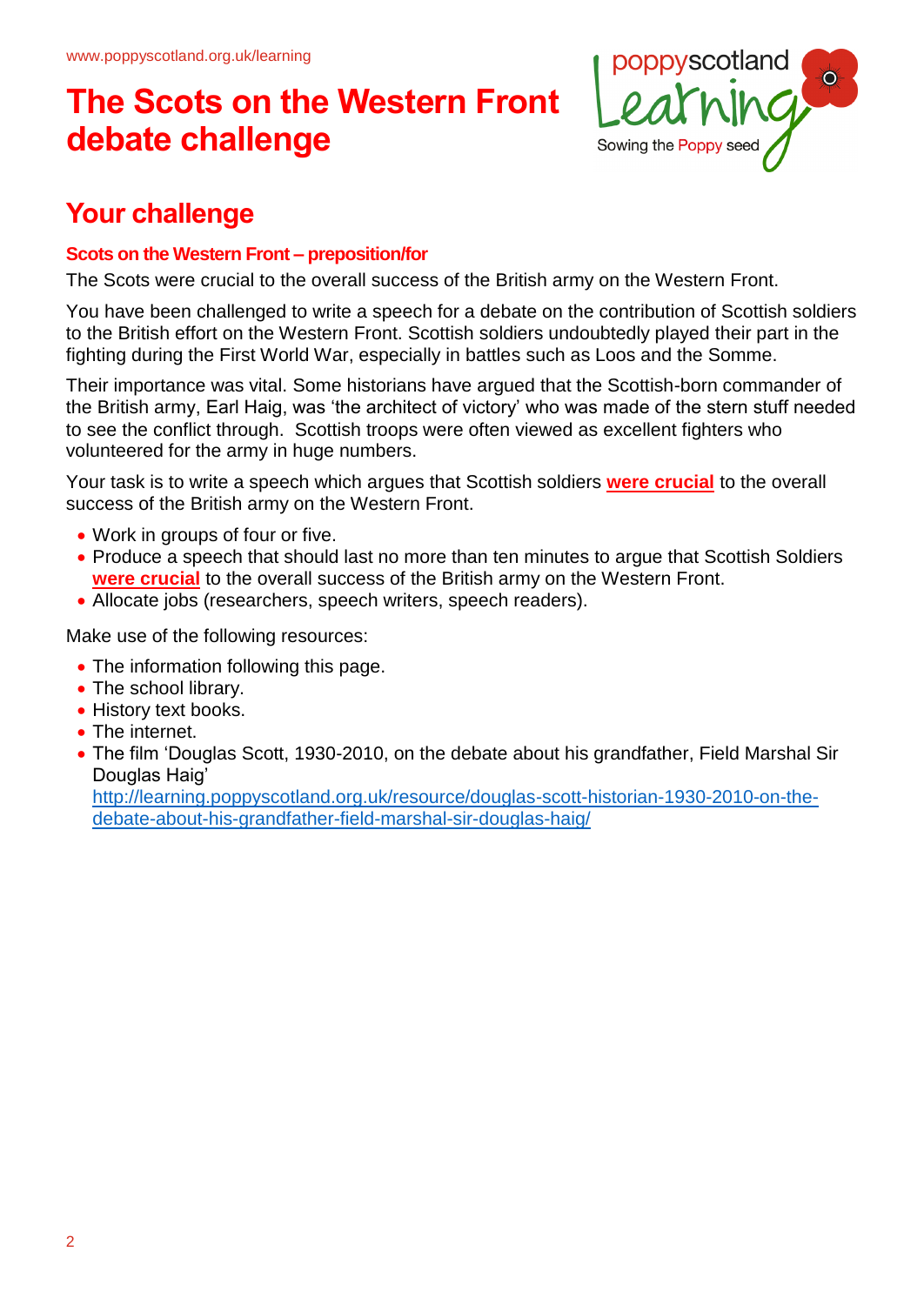# The Scots on the Western Front debate challenge

## Your challenge

### Scots on the Western Front – preposition/for

The Scots were crucial to the overall success of the British army on the Western Front.

You have been challenged to write a speech for a debate on the contribution of Scottish soldiers to the British effort on the Western Front. Scottish soldiers undoubtedly played their part in the fighting during the First World War, especially in battles such as Loos and the Somme.

Their importance was vital. Some historians have argued that the Scottish-born commander of the British army, Earl Haig, was 'the architect of victory' who was made of the stern stuff needed to see the conflict through. Scottish troops were often viewed as excellent fighters who volunteered for the army in huge numbers.

Your task is to write a speech which argues that Scottish soldiers **were crucial** to the overall success of the British army on the Western Front.

- Work in groups of four or five.
- Produce a speech that should last no more than ten minutes to argue that Scottish Soldiers **were crucial** to the overall success of the British army on the Western Front.
- Allocate jobs (researchers, speech writers, speech readers).

Make use of the following resources:

- The information following this page.
- The school library.
- History text books.
- The internet.
- The film 'Douglas Scott, 1930-2010, on the debate about his grandfather, Field Marshal Sir Douglas Haig' http://learning.poppyscotland.org.uk/resource/douglas-scott-historian-1930-2010-on-the-debate-about-his-grandfather-field-marshal-sir-douglas-haig/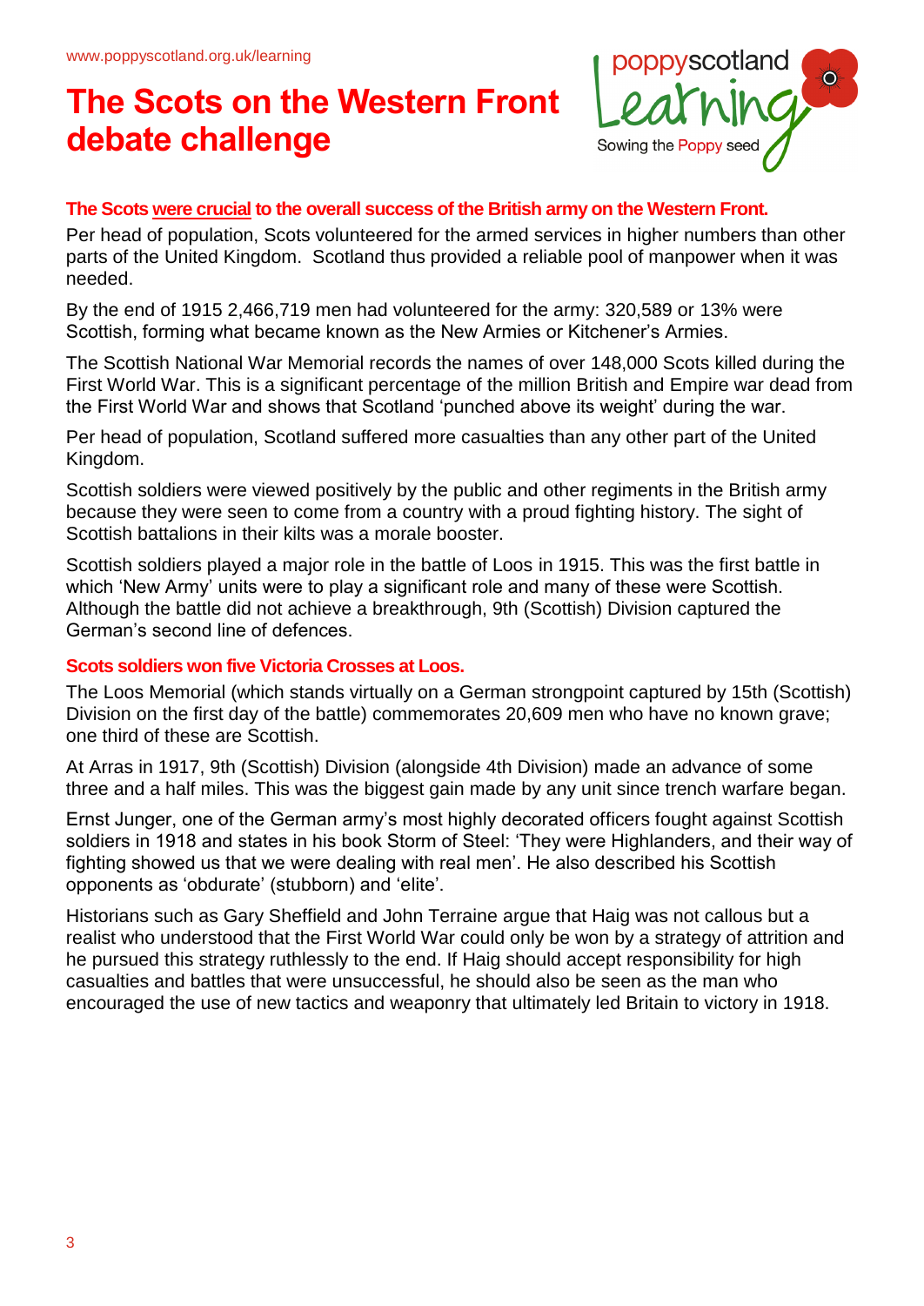# The Scots on the Western Front debate challenge

**The Scots were crucial to the overall success of the British army on the Western Front.**

Per head of population, Scots volunteered for the armed services in higher numbers than other parts of the United Kingdom. Scotland thus provided a reliable pool of manpower when it was needed.

By the end of 1915 2,466,719 men had volunteered for the army: 320,589 or 13% were Scottish, forming what became known as the New Armies or Kitchener's Armies.

The Scottish National War Memorial records the names of over 148,000 Scots killed during the First World War. This is a significant percentage of the million British and Empire war dead from the First World War and shows that Scotland 'punched above its weight' during the war.

Per head of population, Scotland suffered more casualties than any other part of the United Kingdom.

Scottish soldiers were viewed positively by the public and other regiments in the British army because they were seen to come from a country with a proud fighting history. The sight of Scottish battalions in their kilts was a morale booster.

Scottish soldiers played a major role in the battle of Loos in 1915. This was the first battle in which 'New Army' units were to play a significant role and many of these were Scottish. Although the battle did not achieve a breakthrough, 9th (Scottish) Division captured the German's second line of defences.

**Scots soldiers won five Victoria Crosses at Loos.**

The Loos Memorial (which stands virtually on a German strongpoint captured by 15th (Scottish) Division on the first day of the battle) commemorates 20,609 men who have no known grave; one third of these are Scottish.

At Arras in 1917, 9th (Scottish) Division (alongside 4th Division) made an advance of some three and a half miles. This was the biggest gain made by any unit since trench warfare began.

Ernst Junger, one of the German army's most highly decorated officers fought against Scottish soldiers in 1918 and states in his book Storm of Steel: 'They were Highlanders, and their way of fighting showed us that we were dealing with real men'. He also described his Scottish opponents as 'obdurate' (stubborn) and 'elite'.

Historians such as Gary Sheffield and John Terraine argue that Haig was not callous but a realist who understood that the First World War could only be won by a strategy of attrition and he pursued this strategy ruthlessly to the end. If Haig should accept responsibility for high casualties and battles that were unsuccessful, he should also be seen as the man who encouraged the use of new tactics and weaponry that ultimately led Britain to victory in 1918.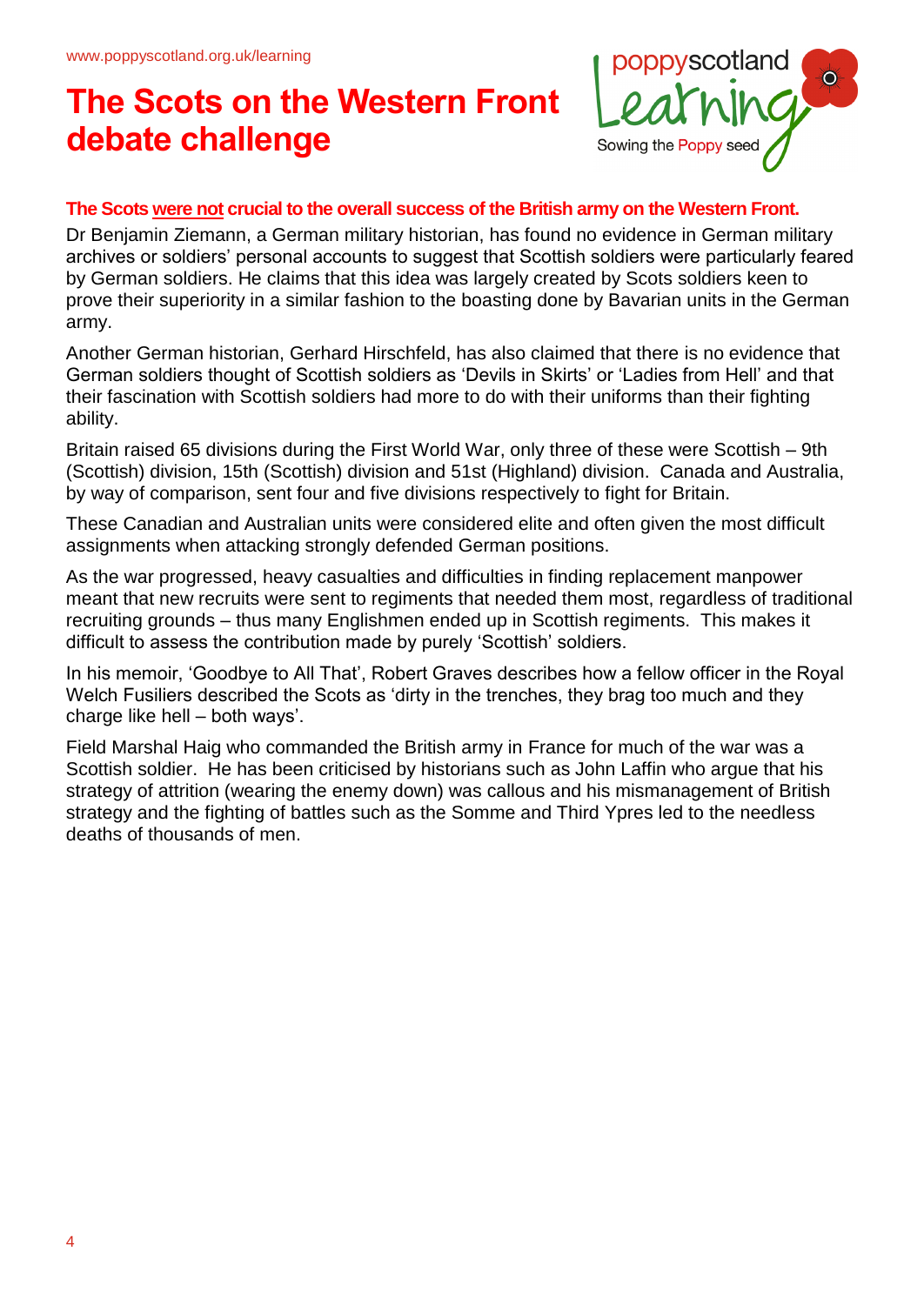# The Scots on the Western Front debate challenge

**The Scots <u>were not</u> crucial to the overall success of the British army on the Western Front.**

Dr Benjamin Ziemann, a German military historian, has found no evidence in German military archives or soldiers' personal accounts to suggest that Scottish soldiers were particularly feared by German soldiers. He claims that this idea was largely created by Scots soldiers keen to prove their superiority in a similar fashion to the boasting done by Bavarian units in the German army.

Another German historian, Gerhard Hirschfeld, has also claimed that there is no evidence that German soldiers thought of Scottish soldiers as 'Devils in Skirts' or 'Ladies from Hell' and that their fascination with Scottish soldiers had more to do with their uniforms than their fighting ability.

Britain raised 65 divisions during the First World War, only three of these were Scottish – 9th (Scottish) division, 15th (Scottish) division and 51st (Highland) division. Canada and Australia, by way of comparison, sent four and five divisions respectively to fight for Britain.

These Canadian and Australian units were considered elite and often given the most difficult assignments when attacking strongly defended German positions.

As the war progressed, heavy casualties and difficulties in finding replacement manpower meant that new recruits were sent to regiments that needed them most, regardless of traditional recruiting grounds – thus many Englishmen ended up in Scottish regiments. This makes it difficult to assess the contribution made by purely 'Scottish' soldiers.

In his memoir, 'Goodbye to All That', Robert Graves describes how a fellow officer in the Royal Welch Fusiliers described the Scots as 'dirty in the trenches, they brag too much and they charge like hell – both ways'.

Field Marshal Haig who commanded the British army in France for much of the war was a Scottish soldier. He has been criticised by historians such as John Laffin who argue that his strategy of attrition (wearing the enemy down) was callous and his mismanagement of British strategy and the fighting of battles such as the Somme and Third Ypres led to the needless deaths of thousands of men.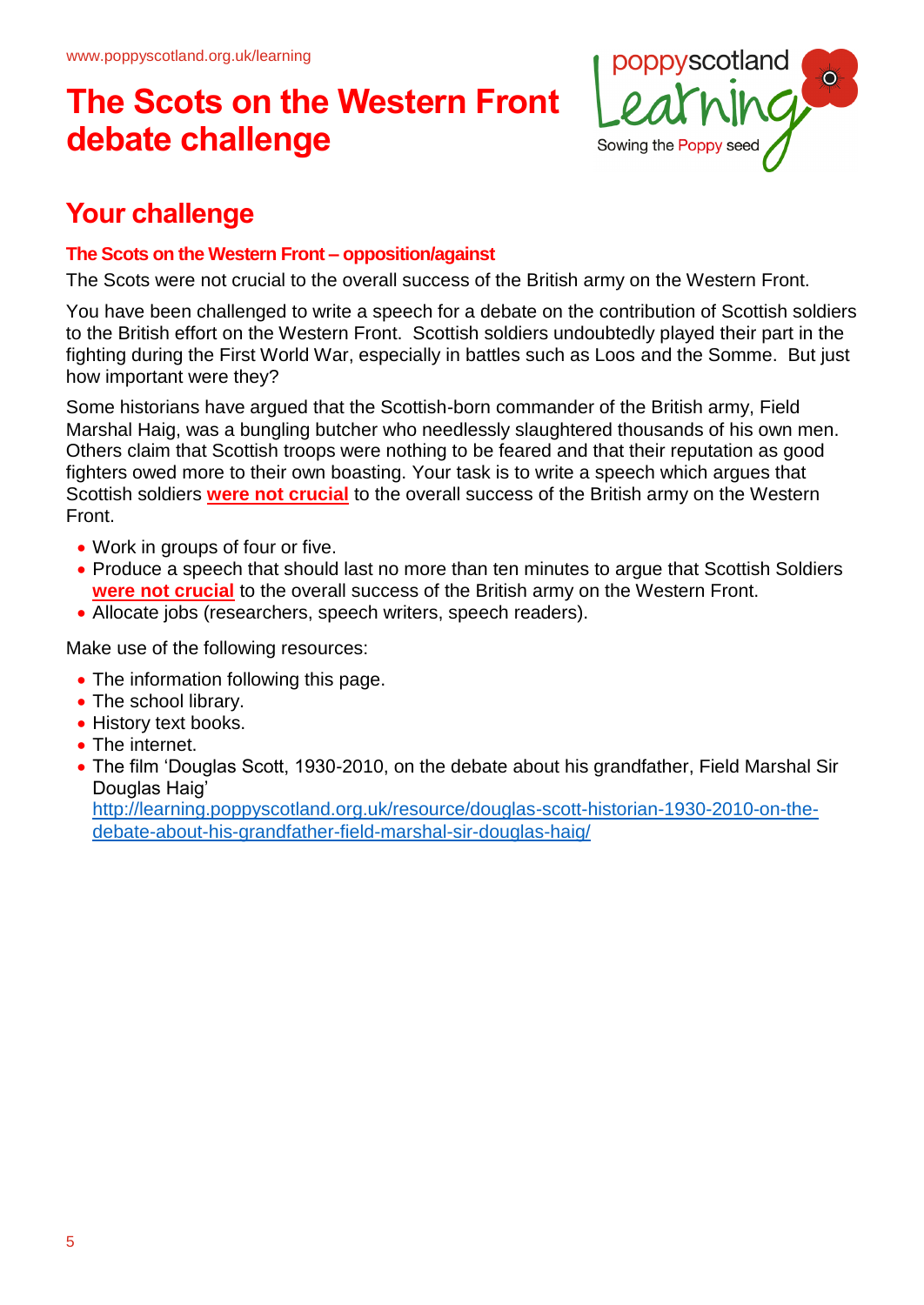# The Scots on the Western Front debate challenge

## Your challenge

### The Scots on the Western Front – opposition/against

The Scots were not crucial to the overall success of the British army on the Western Front.

You have been challenged to write a speech for a debate on the contribution of Scottish soldiers to the British effort on the Western Front. Scottish soldiers undoubtedly played their part in the fighting during the First World War, especially in battles such as Loos and the Somme. But just how important were they?

Some historians have argued that the Scottish-born commander of the British army, Field Marshal Haig, was a bungling butcher who needlessly slaughtered thousands of his own men. Others claim that Scottish troops were nothing to be feared and that their reputation as good fighters owed more to their own boasting. Your task is to write a speech which argues that Scottish soldiers **were not crucial** to the overall success of the British army on the Western Front.

- Work in groups of four or five.
- Produce a speech that should last no more than ten minutes to argue that Scottish Soldiers **were not crucial** to the overall success of the British army on the Western Front.
- Allocate jobs (researchers, speech writers, speech readers).

Make use of the following resources:

- The information following this page.
- The school library.
- History text books.
- The internet.
- The film 'Douglas Scott, 1930-2010, on the debate about his grandfather, Field Marshal Sir Douglas Haig' http://learning.poppyscotland.org.uk/resource/douglas-scott-historian-1930-2010-on-the-debate-about-his-grandfather-field-marshal-sir-douglas-haig/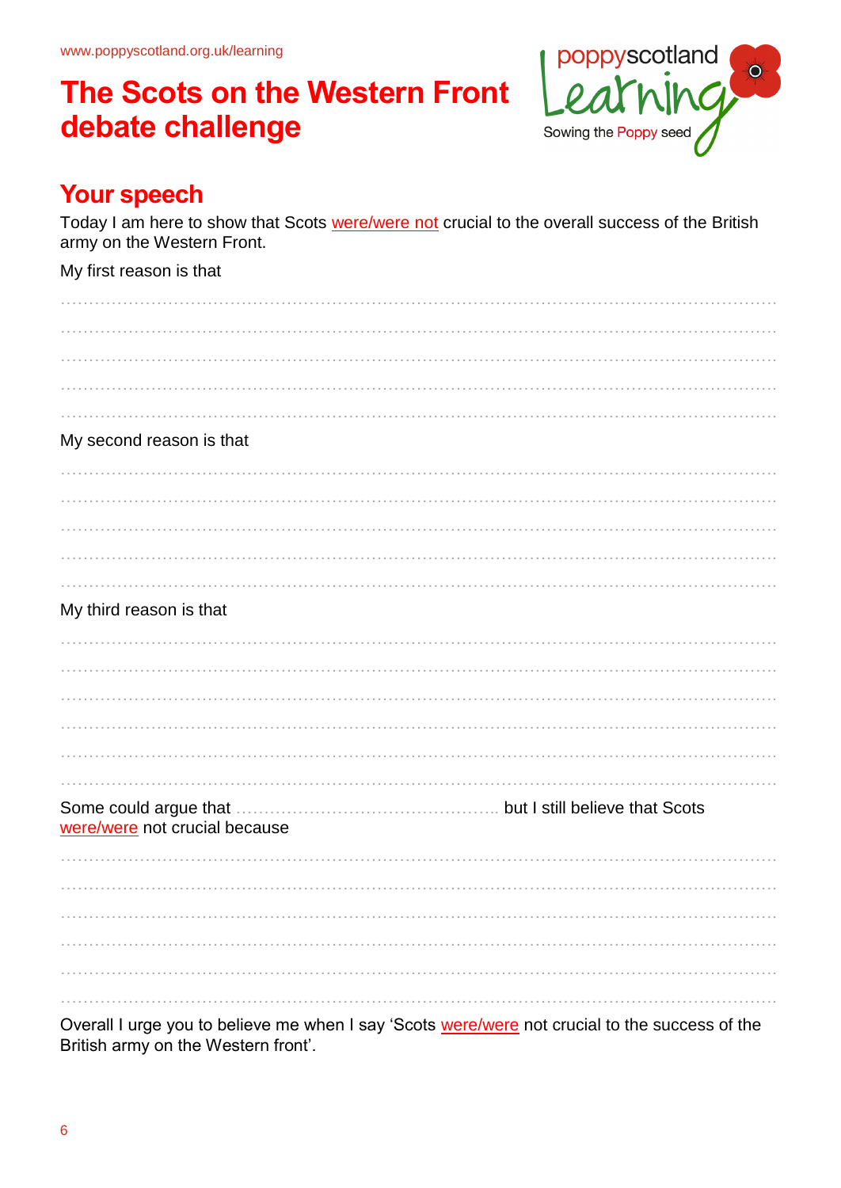www.poppyscotland.org.uk/learning

# The Scots on the Western Front debate challenge

poppyscotland Learning
Sowing the Poppy seed

## Your speech

Today I am here to show that Scots were/were not crucial to the overall success of the British army on the Western Front.

My first reason is that

..........................................................................................................................

..........................................................................................................................

..........................................................................................................................

..........................................................................................................................

..........................................................................................................................

My second reason is that

..........................................................................................................................

..........................................................................................................................

..........................................................................................................................

..........................................................................................................................

..........................................................................................................................

My third reason is that

..........................................................................................................................

..........................................................................................................................

..........................................................................................................................

..........................................................................................................................

..........................................................................................................................

..........................................................................................................................

Some could argue that ................................................ but I still believe that Scots were/were not crucial because

..........................................................................................................................

..........................................................................................................................

..........................................................................................................................

..........................................................................................................................

..........................................................................................................................

..........................................................................................................................

Overall I urge you to believe me when I say 'Scots were/were not crucial to the success of the British army on the Western front'.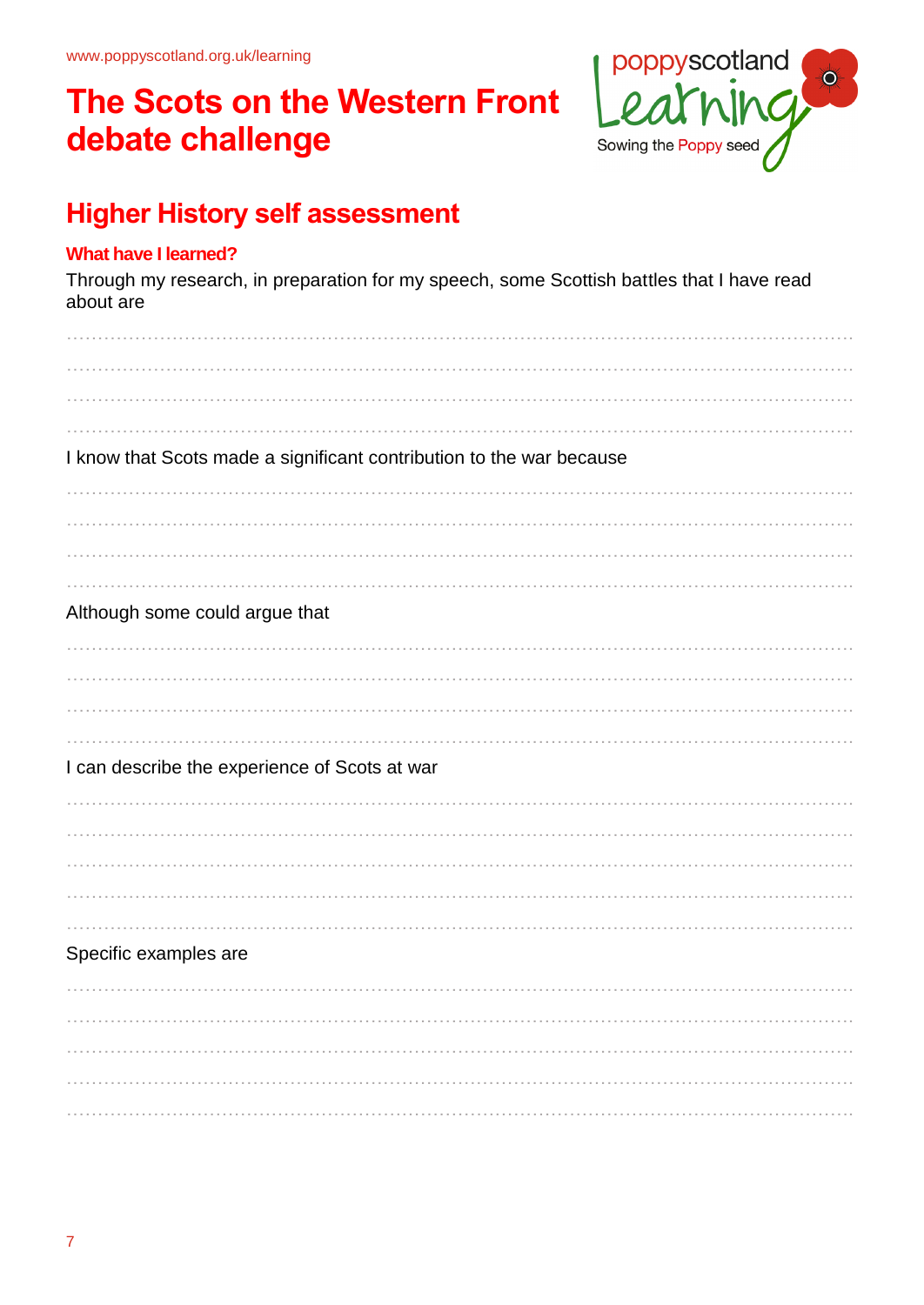www.poppyscotland.org.uk/learning

# The Scots on the Western Front debate challenge

poppyscotland Learning

Sowing the Poppy seed

## Higher History self assessment

### What have I learned?

Through my research, in preparation for my speech, some Scottish battles that I have read about are

............................................................................................................................................................

............................................................................................................................................................

............................................................................................................................................................

............................................................................................................................................................

I know that Scots made a significant contribution to the war because

............................................................................................................................................................

............................................................................................................................................................

............................................................................................................................................................

............................................................................................................................................................

Although some could argue that

............................................................................................................................................................

............................................................................................................................................................

............................................................................................................................................................

............................................................................................................................................................

I can describe the experience of Scots at war

............................................................................................................................................................

............................................................................................................................................................

............................................................................................................................................................

............................................................................................................................................................

............................................................................................................................................................

Specific examples are

............................................................................................................................................................

............................................................................................................................................................

............................................................................................................................................................

............................................................................................................................................................

............................................................................................................................................................